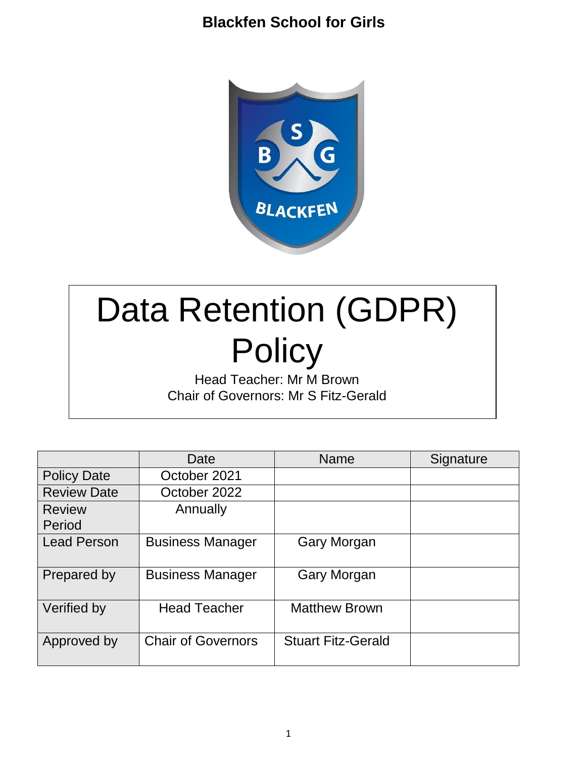**Blackfen School for Girls**

# Data Retention (GDPR) Policy

Head Teacher: Mr M Brown
Chair of Governors: Mr S Fitz-Gerald

| | Date | Name | Signature |
|---|---|---|---|
| Policy Date | October 2021 | | |
| Review Date | October 2022 | | |
| Review Period | Annually | | |
| Lead Person | Business Manager | Gary Morgan | |
| Prepared by | Business Manager | Gary Morgan | |
| Verified by | Head Teacher | Matthew Brown | |
| Approved by | Chair of Governors | Stuart Fitz-Gerald | |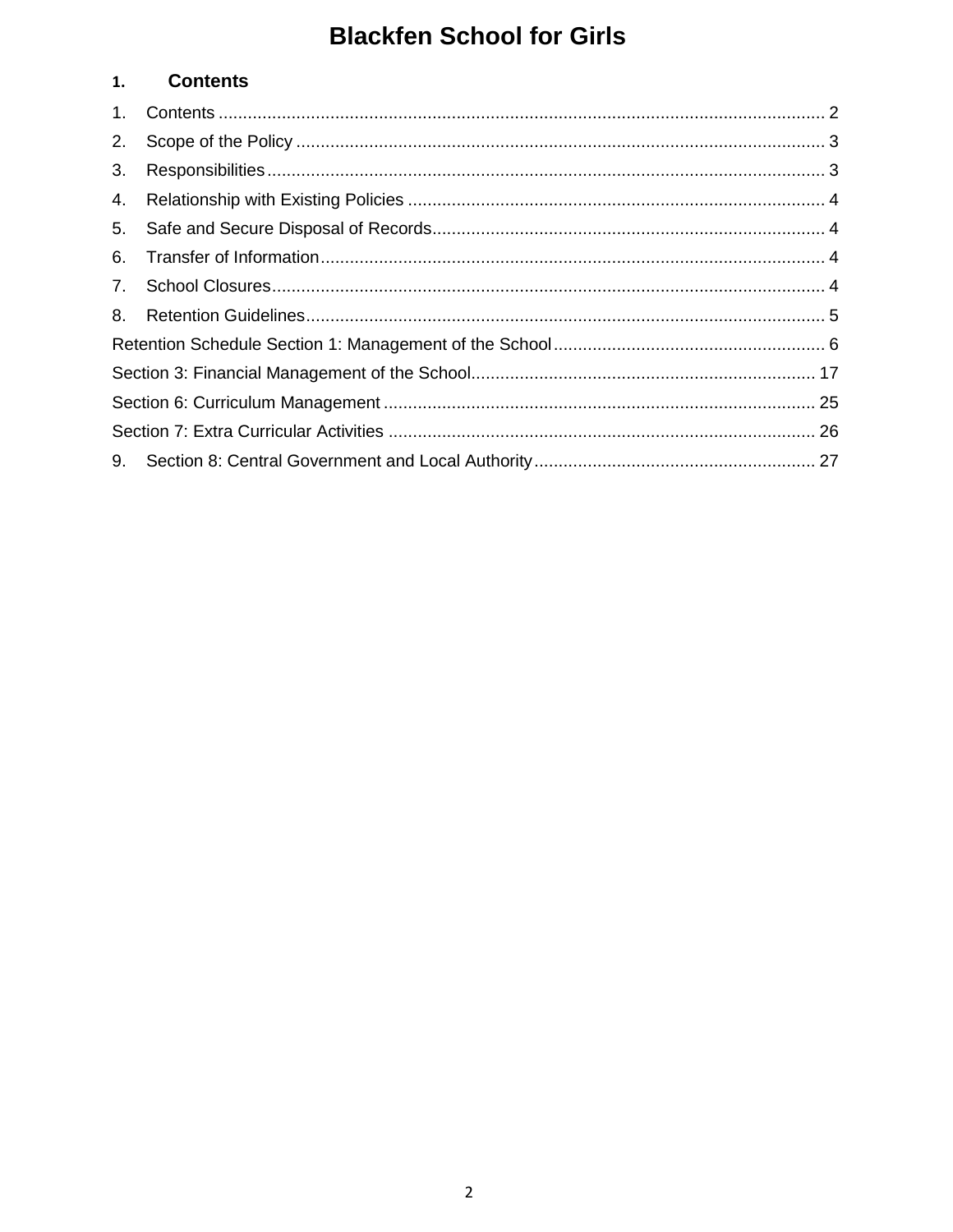# Blackfen School for Girls

## 1. Contents

1. Contents ........................................................................................................................ 2
2. Scope of the Policy ........................................................................................................ 3
3. Responsibilities .............................................................................................................. 3
4. Relationship with Existing Policies ................................................................................. 4
5. Safe and Secure Disposal of Records ............................................................................ 4
6. Transfer of Information ................................................................................................... 4
7. School Closures ............................................................................................................. 4
8. Retention Guidelines ...................................................................................................... 5

Retention Schedule Section 1: Management of the School ................................................... 6

Section 3: Financial Management of the School .................................................................. 17

Section 6: Curriculum Management .................................................................................... 25

Section 7: Extra Curricular Activities ................................................................................... 26

9. Section 8: Central Government and Local Authority ..................................................... 27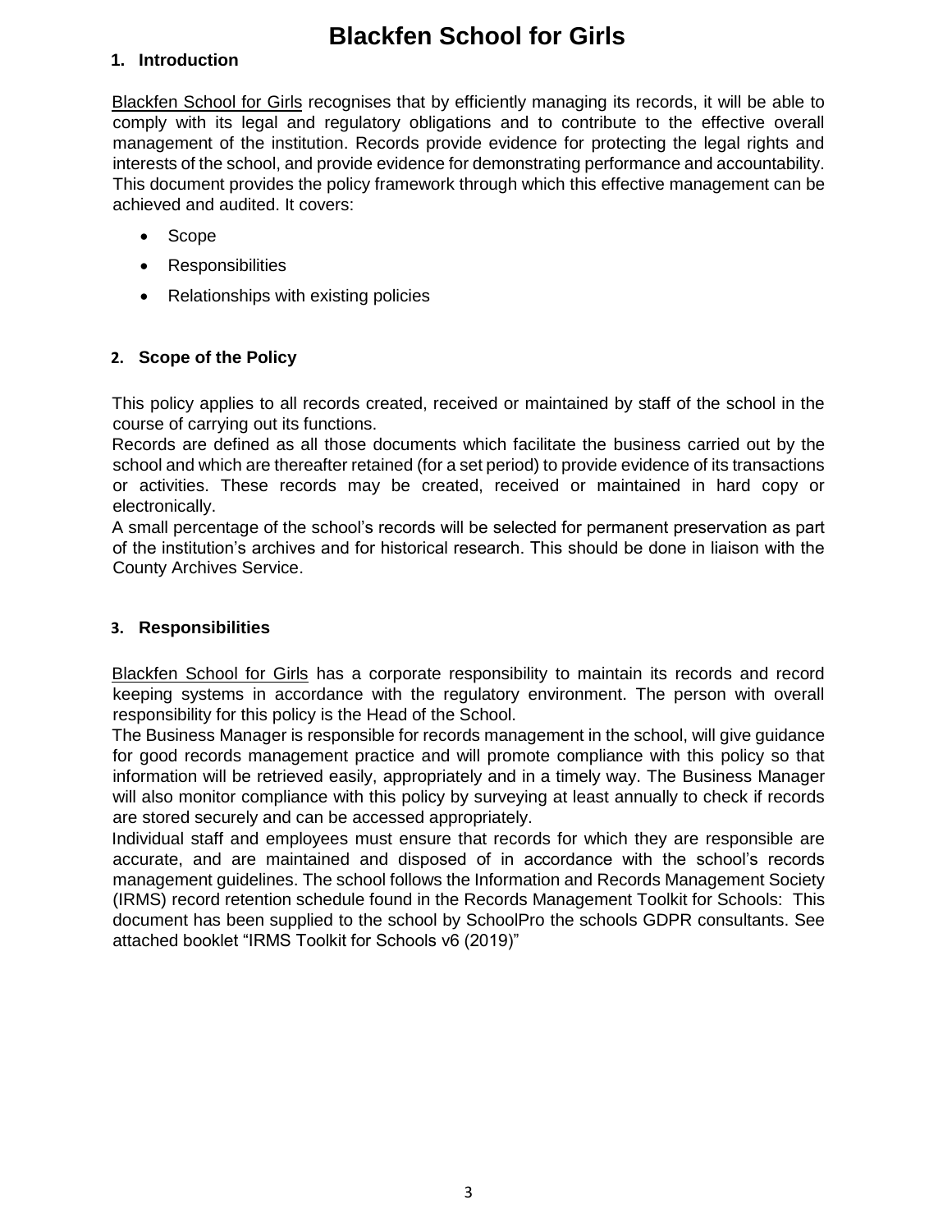# Blackfen School for Girls

## 1. Introduction

Blackfen School for Girls recognises that by efficiently managing its records, it will be able to comply with its legal and regulatory obligations and to contribute to the effective overall management of the institution. Records provide evidence for protecting the legal rights and interests of the school, and provide evidence for demonstrating performance and accountability. This document provides the policy framework through which this effective management can be achieved and audited. It covers:

- Scope
- Responsibilities
- Relationships with existing policies

## 2. Scope of the Policy

This policy applies to all records created, received or maintained by staff of the school in the course of carrying out its functions.

Records are defined as all those documents which facilitate the business carried out by the school and which are thereafter retained (for a set period) to provide evidence of its transactions or activities. These records may be created, received or maintained in hard copy or electronically.

A small percentage of the school's records will be selected for permanent preservation as part of the institution's archives and for historical research. This should be done in liaison with the County Archives Service.

## 3. Responsibilities

Blackfen School for Girls has a corporate responsibility to maintain its records and record keeping systems in accordance with the regulatory environment. The person with overall responsibility for this policy is the Head of the School.

The Business Manager is responsible for records management in the school, will give guidance for good records management practice and will promote compliance with this policy so that information will be retrieved easily, appropriately and in a timely way. The Business Manager will also monitor compliance with this policy by surveying at least annually to check if records are stored securely and can be accessed appropriately.

Individual staff and employees must ensure that records for which they are responsible are accurate, and are maintained and disposed of in accordance with the school's records management guidelines. The school follows the Information and Records Management Society (IRMS) record retention schedule found in the Records Management Toolkit for Schools: This document has been supplied to the school by SchoolPro the schools GDPR consultants. See attached booklet "IRMS Toolkit for Schools v6 (2019)"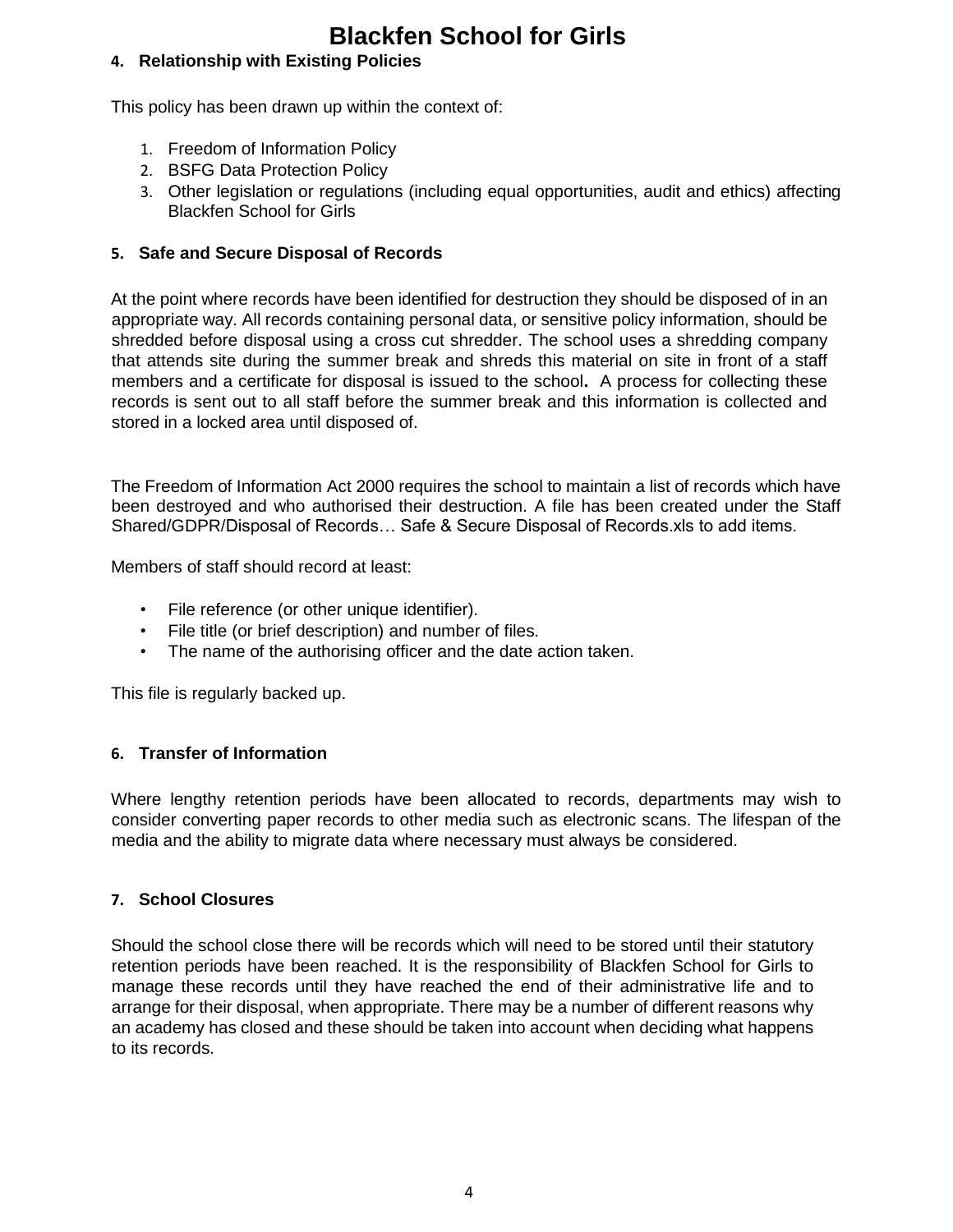## 4. Relationship with Existing Policies

This policy has been drawn up within the context of:

1. Freedom of Information Policy
2. BSFG Data Protection Policy
3. Other legislation or regulations (including equal opportunities, audit and ethics) affecting Blackfen School for Girls

## 5. Safe and Secure Disposal of Records

At the point where records have been identified for destruction they should be disposed of in an appropriate way. All records containing personal data, or sensitive policy information, should be shredded before disposal using a cross cut shredder. The school uses a shredding company that attends site during the summer break and shreds this material on site in front of a staff members and a certificate for disposal is issued to the school**.** A process for collecting these records is sent out to all staff before the summer break and this information is collected and stored in a locked area until disposed of.

The Freedom of Information Act 2000 requires the school to maintain a list of records which have been destroyed and who authorised their destruction. A file has been created under the Staff Shared/GDPR/Disposal of Records… Safe & Secure Disposal of Records.xls to add items.

Members of staff should record at least:

- File reference (or other unique identifier).
- File title (or brief description) and number of files.
- The name of the authorising officer and the date action taken.

This file is regularly backed up.

## 6. Transfer of Information

Where lengthy retention periods have been allocated to records, departments may wish to consider converting paper records to other media such as electronic scans. The lifespan of the media and the ability to migrate data where necessary must always be considered.

## 7. School Closures

Should the school close there will be records which will need to be stored until their statutory retention periods have been reached. It is the responsibility of Blackfen School for Girls to manage these records until they have reached the end of their administrative life and to arrange for their disposal, when appropriate. There may be a number of different reasons why an academy has closed and these should be taken into account when deciding what happens to its records.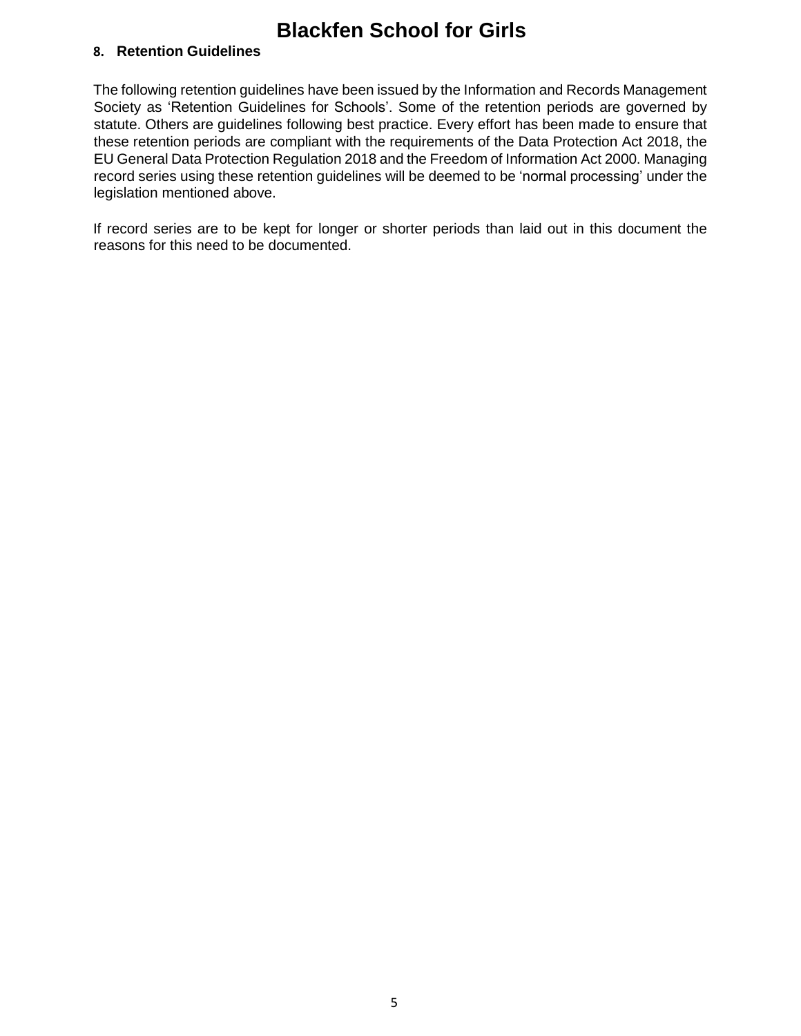## 8. Retention Guidelines

The following retention guidelines have been issued by the Information and Records Management Society as 'Retention Guidelines for Schools'. Some of the retention periods are governed by statute. Others are guidelines following best practice. Every effort has been made to ensure that these retention periods are compliant with the requirements of the Data Protection Act 2018, the EU General Data Protection Regulation 2018 and the Freedom of Information Act 2000. Managing record series using these retention guidelines will be deemed to be 'normal processing' under the legislation mentioned above.

If record series are to be kept for longer or shorter periods than laid out in this document the reasons for this need to be documented.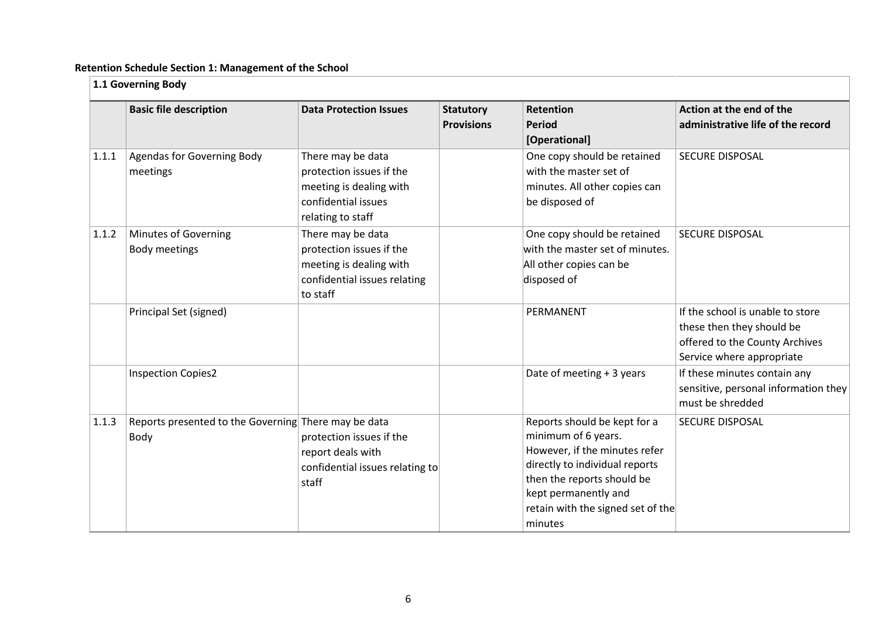**Retention Schedule Section 1: Management of the School**

| **1.1 Governing Body** | | | | | |
|---|---|---|---|---|---|
| | **Basic file description** | **Data Protection Issues** | **Statutory Provisions** | **Retention Period [Operational]** | **Action at the end of the administrative life of the record** |
| 1.1.1 | Agendas for Governing Body meetings | There may be data protection issues if the meeting is dealing with confidential issues relating to staff | | One copy should be retained with the master set of minutes. All other copies can be disposed of | SECURE DISPOSAL |
| 1.1.2 | Minutes of Governing Body meetings | There may be data protection issues if the meeting is dealing with confidential issues relating to staff | | One copy should be retained with the master set of minutes. All other copies can be disposed of | SECURE DISPOSAL |
| | Principal Set (signed) | | | PERMANENT | If the school is unable to store these then they should be offered to the County Archives Service where appropriate |
| | Inspection Copies2 | | | Date of meeting + 3 years | If these minutes contain any sensitive, personal information they must be shredded |
| 1.1.3 | Reports presented to the Governing Body | There may be data protection issues if the report deals with confidential issues relating to staff | | Reports should be kept for a minimum of 6 years. However, if the minutes refer directly to individual reports then the reports should be kept permanently and retain with the signed set of the minutes | SECURE DISPOSAL |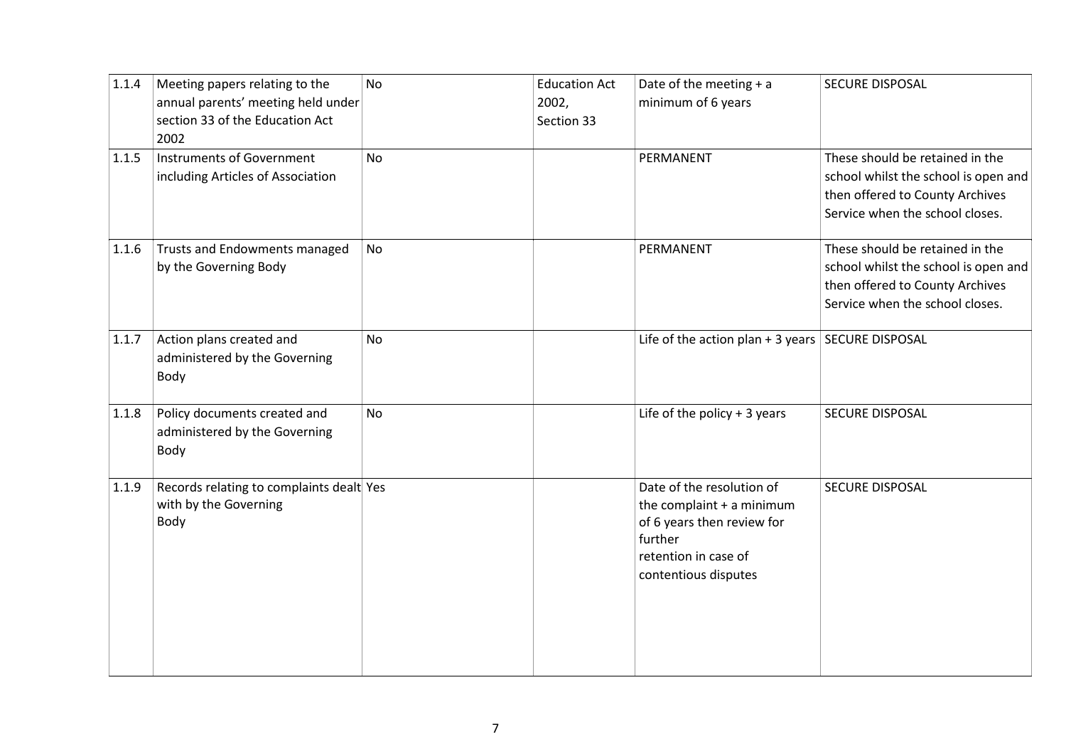| | | | | | |
|---|---|---|---|---|---|
| 1.1.4 | Meeting papers relating to the annual parents' meeting held under section 33 of the Education Act 2002 | No | Education Act 2002, Section 33 | Date of the meeting + a minimum of 6 years | SECURE DISPOSAL |
| 1.1.5 | Instruments of Government including Articles of Association | No | | PERMANENT | These should be retained in the school whilst the school is open and then offered to County Archives Service when the school closes. |
| 1.1.6 | Trusts and Endowments managed by the Governing Body | No | | PERMANENT | These should be retained in the school whilst the school is open and then offered to County Archives Service when the school closes. |
| 1.1.7 | Action plans created and administered by the Governing Body | No | | Life of the action plan + 3 years | SECURE DISPOSAL |
| 1.1.8 | Policy documents created and administered by the Governing Body | No | | Life of the policy + 3 years | SECURE DISPOSAL |
| 1.1.9 | Records relating to complaints dealt with by the Governing Body | Yes | | Date of the resolution of the complaint + a minimum of 6 years then review for further retention in case of contentious disputes | SECURE DISPOSAL |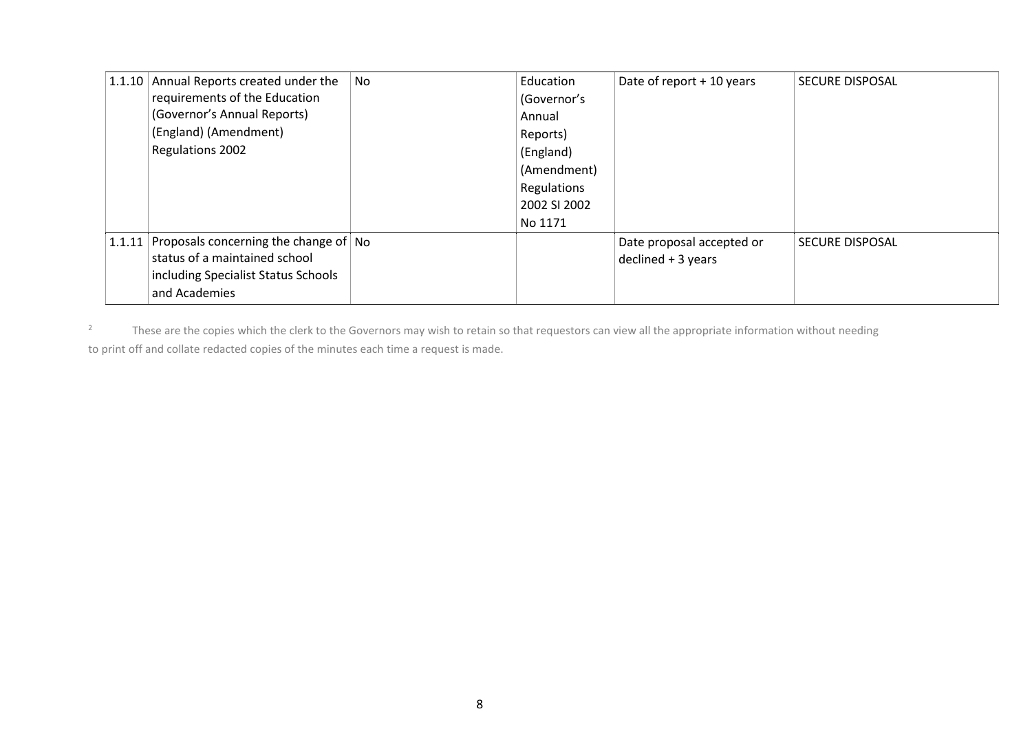| | | | | | |
|---|---|---|---|---|---|
| 1.1.10 | Annual Reports created under the requirements of the Education (Governor's Annual Reports) (England) (Amendment) Regulations 2002 | No | Education (Governor's Annual Reports) (England) (Amendment) Regulations 2002 SI 2002 No 1171 | Date of report + 10 years | SECURE DISPOSAL |
| 1.1.11 | Proposals concerning the change of status of a maintained school including Specialist Status Schools and Academies | No | | Date proposal accepted or declined + 3 years | SECURE DISPOSAL |

[2] These are the copies which the clerk to the Governors may wish to retain so that requestors can view all the appropriate information without needing to print off and collate redacted copies of the minutes each time a request is made.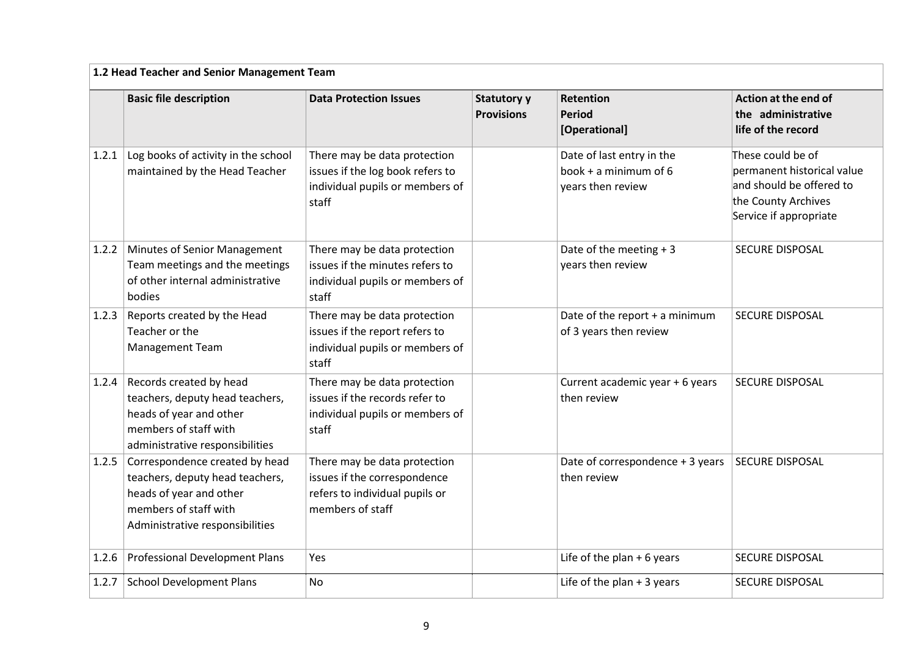| 1.2 Head Teacher and Senior Management Team | | | | | |
|---|---|---|---|---|---|
| | **Basic file description** | **Data Protection Issues** | **Statutory y Provisions** | **Retention Period [Operational]** | **Action at the end of the administrative life of the record** |
| 1.2.1 | Log books of activity in the school maintained by the Head Teacher | There may be data protection issues if the log book refers to individual pupils or members of staff | | Date of last entry in the book + a minimum of 6 years then review | These could be of permanent historical value and should be offered to the County Archives Service if appropriate |
| 1.2.2 | Minutes of Senior Management Team meetings and the meetings of other internal administrative bodies | There may be data protection issues if the minutes refers to individual pupils or members of staff | | Date of the meeting + 3 years then review | SECURE DISPOSAL |
| 1.2.3 | Reports created by the Head Teacher or the Management Team | There may be data protection issues if the report refers to individual pupils or members of staff | | Date of the report + a minimum of 3 years then review | SECURE DISPOSAL |
| 1.2.4 | Records created by head teachers, deputy head teachers, heads of year and other members of staff with administrative responsibilities | There may be data protection issues if the records refer to individual pupils or members of staff | | Current academic year + 6 years then review | SECURE DISPOSAL |
| 1.2.5 | Correspondence created by head teachers, deputy head teachers, heads of year and other members of staff with Administrative responsibilities | There may be data protection issues if the correspondence refers to individual pupils or members of staff | | Date of correspondence + 3 years then review | SECURE DISPOSAL |
| 1.2.6 | Professional Development Plans | Yes | | Life of the plan + 6 years | SECURE DISPOSAL |
| 1.2.7 | School Development Plans | No | | Life of the plan + 3 years | SECURE DISPOSAL |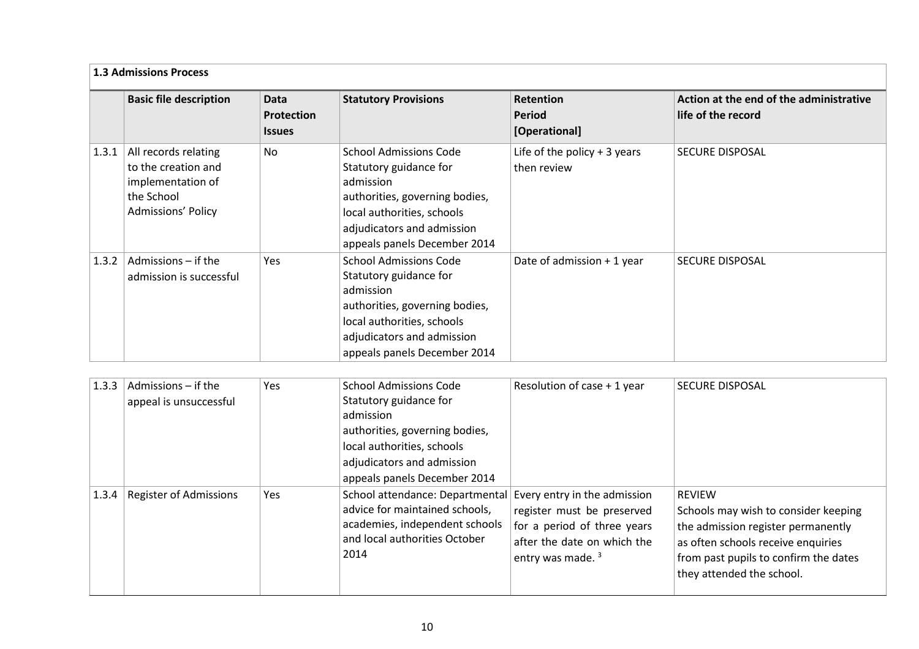| 1.3 Admissions Process | | | | | |
|---|---|---|---|---|---|
| | **Basic file description** | **Data Protection Issues** | **Statutory Provisions** | **Retention Period [Operational]** | **Action at the end of the administrative life of the record** |
| 1.3.1 | All records relating to the creation and implementation of the School Admissions' Policy | No | School Admissions Code Statutory guidance for admission authorities, governing bodies, local authorities, schools adjudicators and admission appeals panels December 2014 | Life of the policy + 3 years then review | SECURE DISPOSAL |
| 1.3.2 | Admissions – if the admission is successful | Yes | School Admissions Code Statutory guidance for admission authorities, governing bodies, local authorities, schools adjudicators and admission appeals panels December 2014 | Date of admission + 1 year | SECURE DISPOSAL |
| 1.3.3 | Admissions – if the appeal is unsuccessful | Yes | School Admissions Code Statutory guidance for admission authorities, governing bodies, local authorities, schools adjudicators and admission appeals panels December 2014 | Resolution of case + 1 year | SECURE DISPOSAL |
| 1.3.4 | Register of Admissions | Yes | School attendance: Departmental advice for maintained schools, academies, independent schools and local authorities October 2014 | Every entry in the admission register must be preserved for a period of three years after the date on which the entry was made. [3] | REVIEW<br>Schools may wish to consider keeping the admission register permanently as often schools receive enquiries from past pupils to confirm the dates they attended the school. |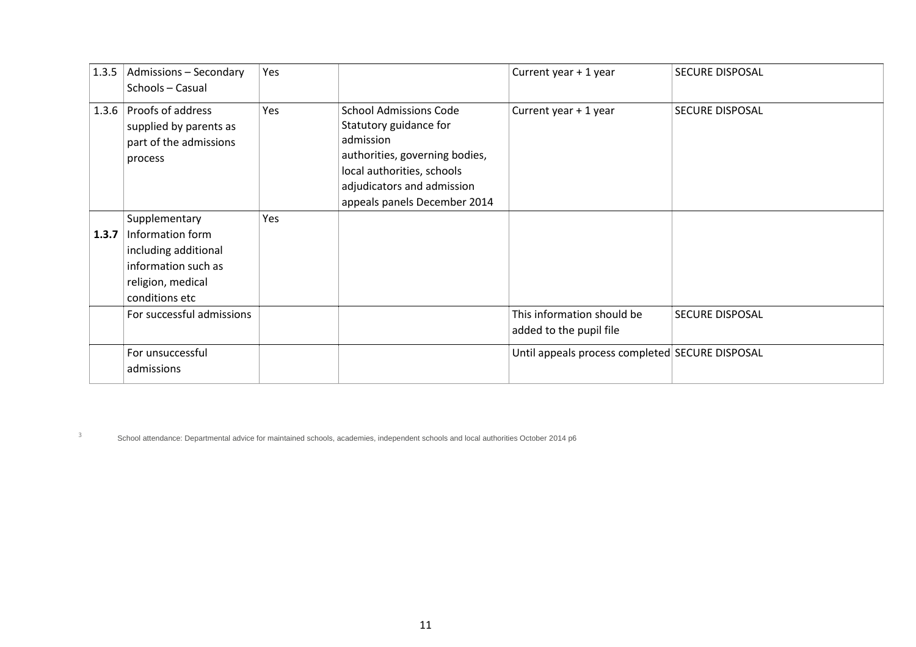| | | | | | |
|---|---|---|---|---|---|
| 1.3.5 | Admissions – Secondary Schools – Casual | Yes | | Current year + 1 year | SECURE DISPOSAL |
| 1.3.6 | Proofs of address supplied by parents as part of the admissions process | Yes | School Admissions Code Statutory guidance for admission authorities, governing bodies, local authorities, schools adjudicators and admission appeals panels December 2014 | Current year + 1 year | SECURE DISPOSAL |
| **1.3.7** | Supplementary Information form including additional information such as religion, medical conditions etc | Yes | | | |
| | For successful admissions | | | This information should be added to the pupil file | SECURE DISPOSAL |
| | For unsuccessful admissions | | | Until appeals process completed | SECURE DISPOSAL |

[3] School attendance: Departmental advice for maintained schools, academies, independent schools and local authorities October 2014 p6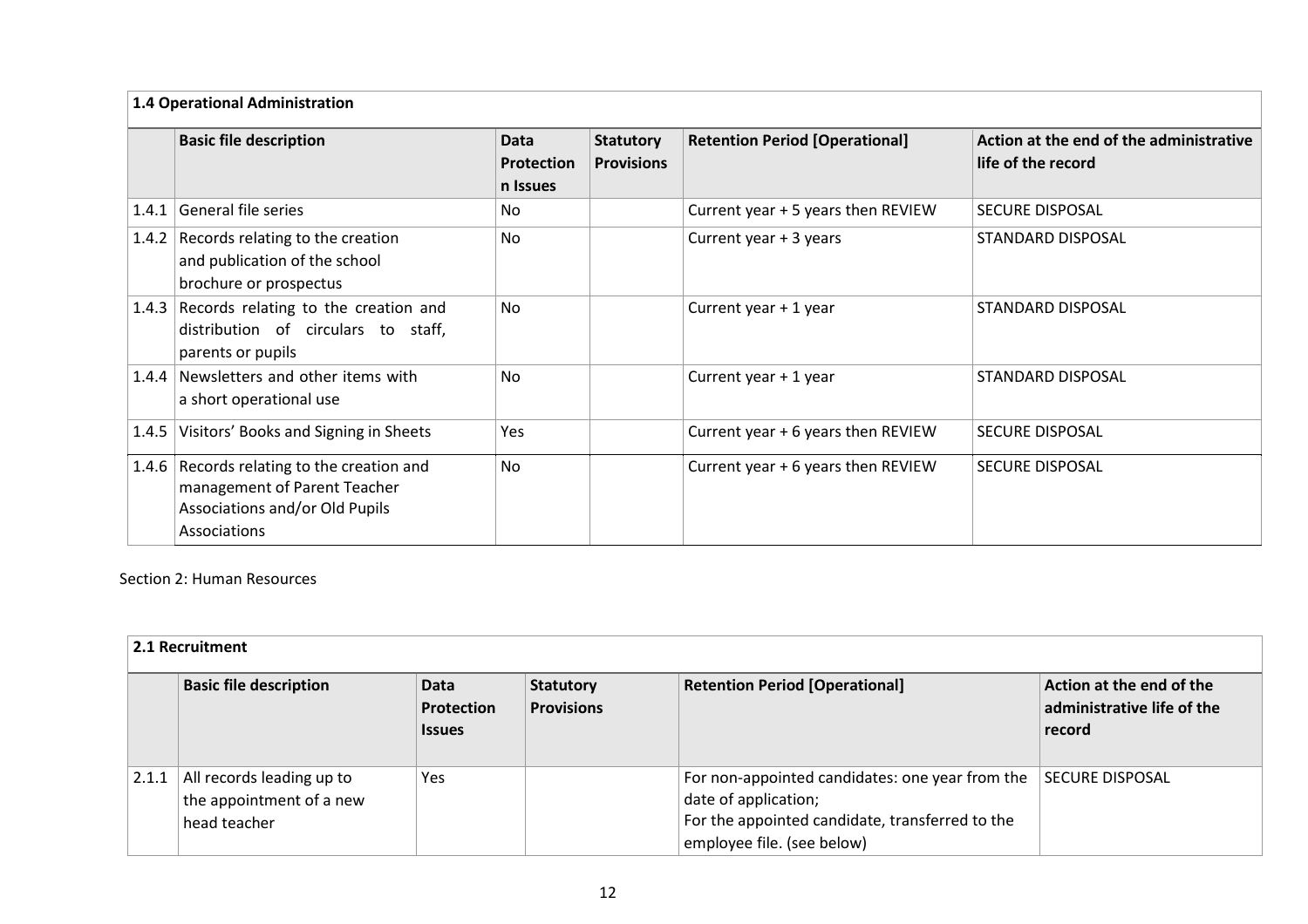**1.4 Operational Administration**

| | Basic file description | Data Protection Issues | Statutory Provisions | Retention Period [Operational] | Action at the end of the administrative life of the record |
|---|---|---|---|---|---|
| 1.4.1 | General file series | No | | Current year + 5 years then REVIEW | SECURE DISPOSAL |
| 1.4.2 | Records relating to the creation and publication of the school brochure or prospectus | No | | Current year + 3 years | STANDARD DISPOSAL |
| 1.4.3 | Records relating to the creation and distribution of circulars to staff, parents or pupils | No | | Current year + 1 year | STANDARD DISPOSAL |
| 1.4.4 | Newsletters and other items with a short operational use | No | | Current year + 1 year | STANDARD DISPOSAL |
| 1.4.5 | Visitors' Books and Signing in Sheets | Yes | | Current year + 6 years then REVIEW | SECURE DISPOSAL |
| 1.4.6 | Records relating to the creation and management of Parent Teacher Associations and/or Old Pupils Associations | No | | Current year + 6 years then REVIEW | SECURE DISPOSAL |

Section 2: Human Resources

**2.1 Recruitment**

| | Basic file description | Data Protection Issues | Statutory Provisions | Retention Period [Operational] | Action at the end of the administrative life of the record |
|---|---|---|---|---|---|
| 2.1.1 | All records leading up to the appointment of a new head teacher | Yes | | For non-appointed candidates: one year from the date of application;<br>For the appointed candidate, transferred to the employee file. (see below) | SECURE DISPOSAL |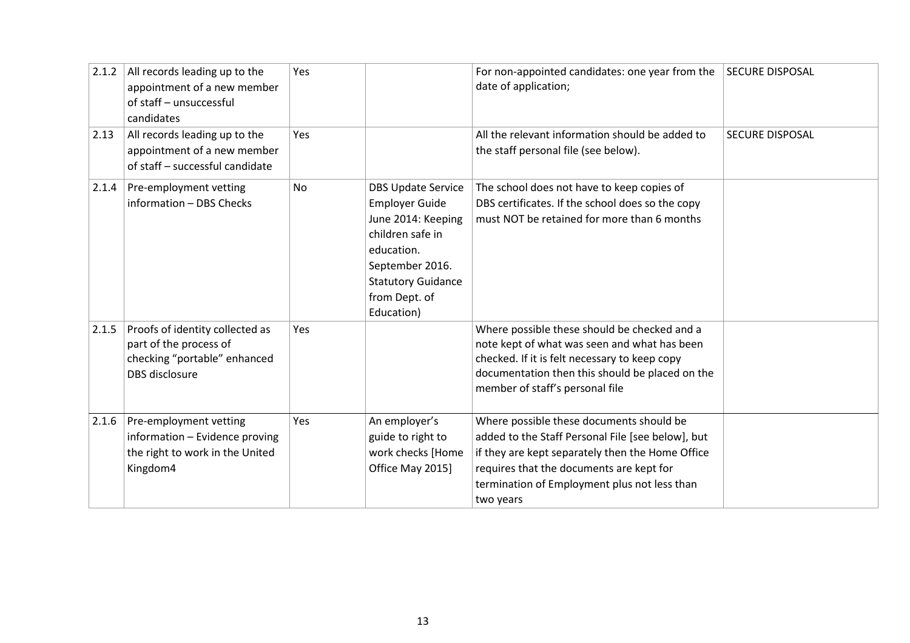| | | | | | |
|---|---|---|---|---|---|
| 2.1.2 | All records leading up to the appointment of a new member of staff – unsuccessful candidates | Yes | | For non-appointed candidates: one year from the date of application; | SECURE DISPOSAL |
| 2.13 | All records leading up to the appointment of a new member of staff – successful candidate | Yes | | All the relevant information should be added to the staff personal file (see below). | SECURE DISPOSAL |
| 2.1.4 | Pre-employment vetting information – DBS Checks | No | DBS Update Service Employer Guide June 2014: Keeping children safe in education. September 2016. Statutory Guidance from Dept. of Education) | The school does not have to keep copies of DBS certificates. If the school does so the copy must NOT be retained for more than 6 months | |
| 2.1.5 | Proofs of identity collected as part of the process of checking "portable" enhanced DBS disclosure | Yes | | Where possible these should be checked and a note kept of what was seen and what has been checked. If it is felt necessary to keep copy documentation then this should be placed on the member of staff's personal file | |
| 2.1.6 | Pre-employment vetting information – Evidence proving the right to work in the United Kingdom4 | Yes | An employer's guide to right to work checks [Home Office May 2015] | Where possible these documents should be added to the Staff Personal File [see below], but if they are kept separately then the Home Office requires that the documents are kept for termination of Employment plus not less than two years | |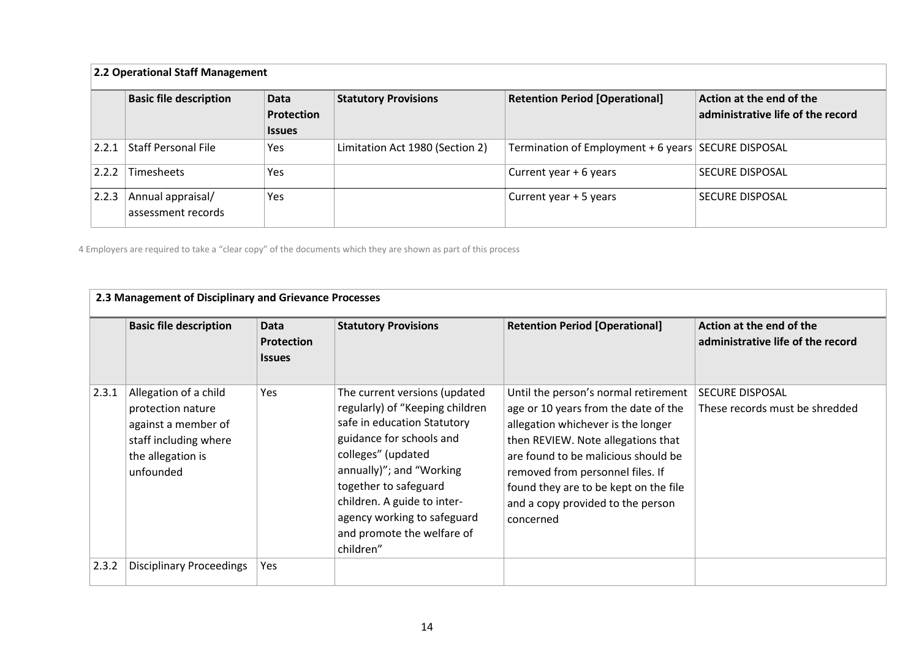| 2.2 Operational Staff Management | | | | | |
|---|---|---|---|---|---|
| | **Basic file description** | **Data Protection Issues** | **Statutory Provisions** | **Retention Period [Operational]** | **Action at the end of the administrative life of the record** |
| 2.2.1 | Staff Personal File | Yes | Limitation Act 1980 (Section 2) | Termination of Employment + 6 years | SECURE DISPOSAL |
| 2.2.2 | Timesheets | Yes | | Current year + 6 years | SECURE DISPOSAL |
| 2.2.3 | Annual appraisal/ assessment records | Yes | | Current year + 5 years | SECURE DISPOSAL |

4 Employers are required to take a "clear copy" of the documents which they are shown as part of this process

| 2.3 Management of Disciplinary and Grievance Processes | | | | | |
|---|---|---|---|---|---|
| | **Basic file description** | **Data Protection Issues** | **Statutory Provisions** | **Retention Period [Operational]** | **Action at the end of the administrative life of the record** |
| 2.3.1 | Allegation of a child protection nature against a member of staff including where the allegation is unfounded | Yes | The current versions (updated regularly) of "Keeping children safe in education Statutory guidance for schools and colleges" (updated annually)"; and "Working together to safeguard children. A guide to inter-agency working to safeguard and promote the welfare of children" | Until the person's normal retirement age or 10 years from the date of the allegation whichever is the longer then REVIEW. Note allegations that are found to be malicious should be removed from personnel files. If found they are to be kept on the file and a copy provided to the person concerned | SECURE DISPOSAL These records must be shredded |
| 2.3.2 | Disciplinary Proceedings | Yes | | | |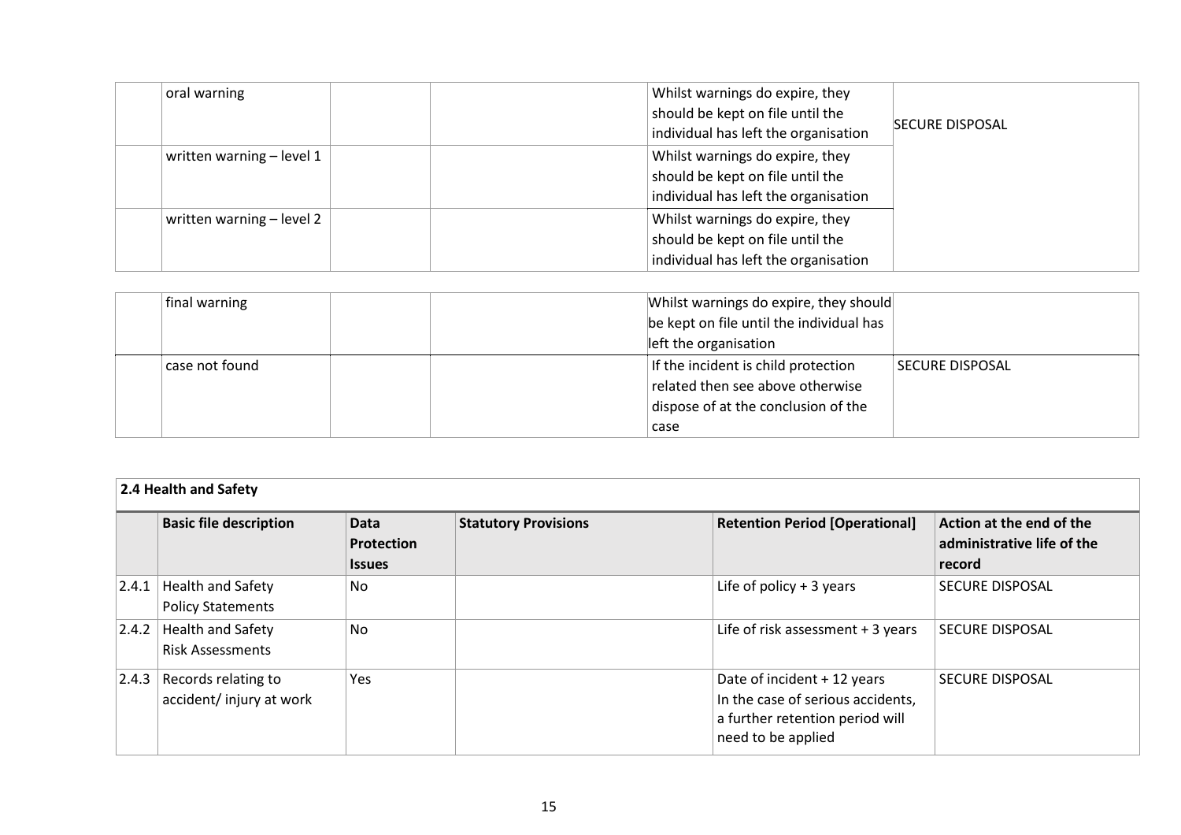| | | | | | |
|---|---|---|---|---|---|
| | oral warning | | | Whilst warnings do expire, they should be kept on file until the individual has left the organisation | SECURE DISPOSAL |
| | written warning – level 1 | | | Whilst warnings do expire, they should be kept on file until the individual has left the organisation | |
| | written warning – level 2 | | | Whilst warnings do expire, they should be kept on file until the individual has left the organisation | |
| | final warning | | | Whilst warnings do expire, they should be kept on file until the individual has left the organisation | |
| | case not found | | | If the incident is child protection related then see above otherwise dispose of at the conclusion of the case | SECURE DISPOSAL |

**2.4 Health and Safety**

| | Basic file description | Data Protection Issues | Statutory Provisions | Retention Period [Operational] | Action at the end of the administrative life of the record |
|---|---|---|---|---|---|
| 2.4.1 | Health and Safety Policy Statements | No | | Life of policy + 3 years | SECURE DISPOSAL |
| 2.4.2 | Health and Safety Risk Assessments | No | | Life of risk assessment + 3 years | SECURE DISPOSAL |
| 2.4.3 | Records relating to accident/ injury at work | Yes | | Date of incident + 12 years In the case of serious accidents, a further retention period will need to be applied | SECURE DISPOSAL |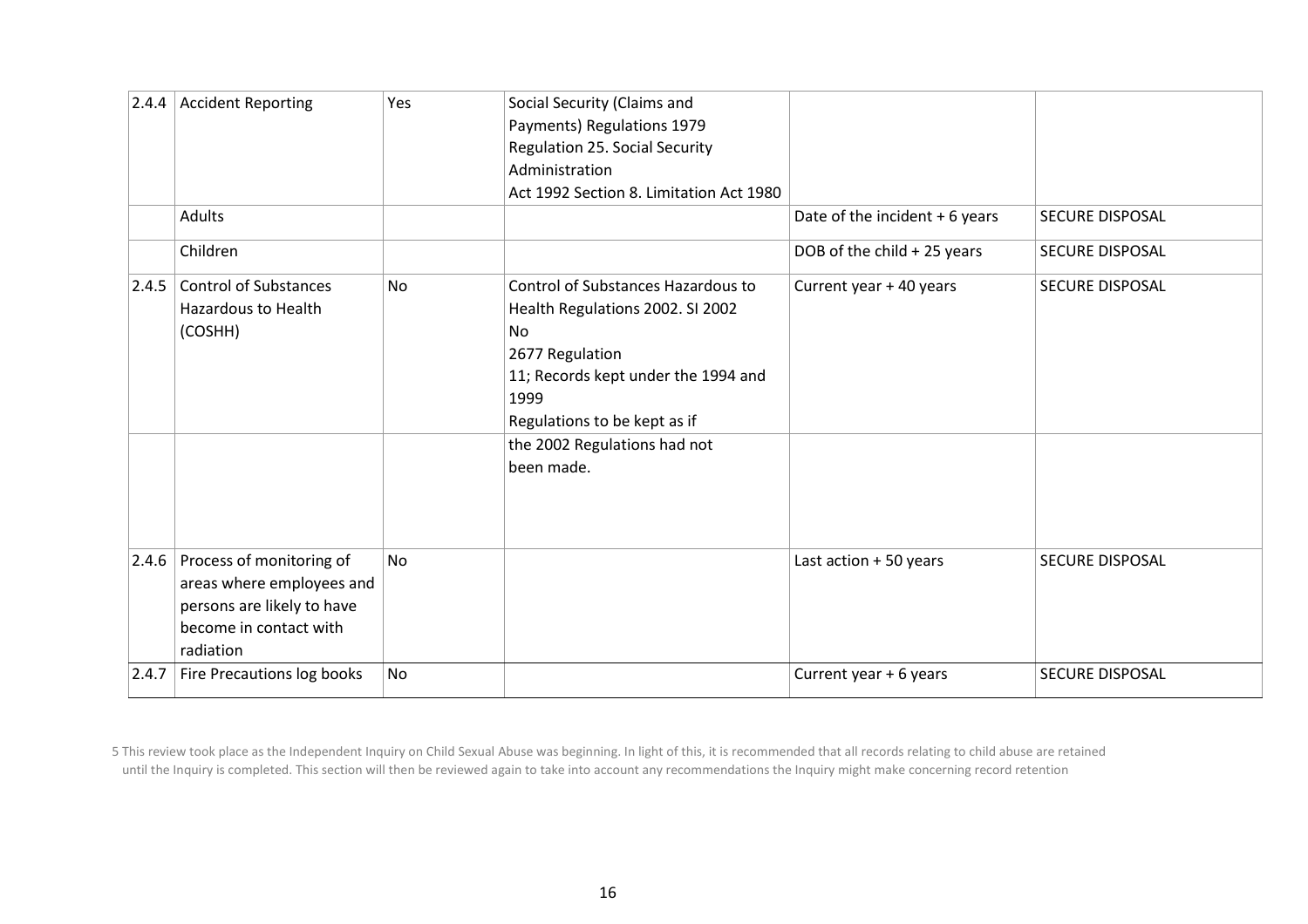| | | | | | |
|---|---|---|---|---|---|
| 2.4.4 | Accident Reporting | Yes | Social Security (Claims and Payments) Regulations 1979 Regulation 25. Social Security Administration Act 1992 Section 8. Limitation Act 1980 | | |
| | Adults | | | Date of the incident + 6 years | SECURE DISPOSAL |
| | Children | | | DOB of the child + 25 years | SECURE DISPOSAL |
| 2.4.5 | Control of Substances Hazardous to Health (COSHH) | No | Control of Substances Hazardous to Health Regulations 2002. SI 2002 No 2677 Regulation 11; Records kept under the 1994 and 1999 Regulations to be kept as if | Current year + 40 years | SECURE DISPOSAL |
| | | | the 2002 Regulations had not been made. | | |
| 2.4.6 | Process of monitoring of areas where employees and persons are likely to have become in contact with radiation | No | | Last action + 50 years | SECURE DISPOSAL |
| 2.4.7 | Fire Precautions log books | No | | Current year + 6 years | SECURE DISPOSAL |

5 This review took place as the Independent Inquiry on Child Sexual Abuse was beginning. In light of this, it is recommended that all records relating to child abuse are retained until the Inquiry is completed. This section will then be reviewed again to take into account any recommendations the Inquiry might make concerning record retention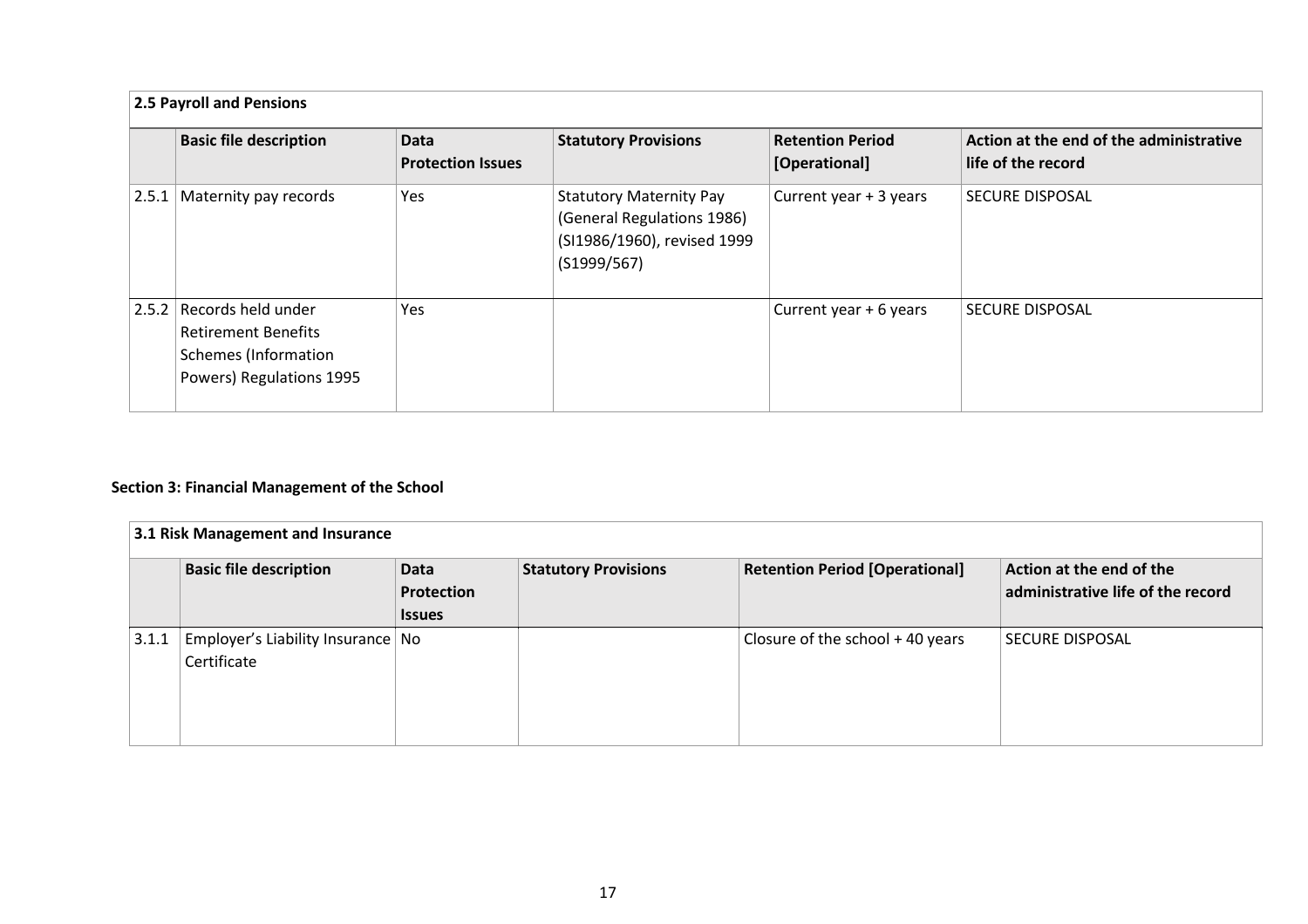| 2.5 Payroll and Pensions | | | | | |
|---|---|---|---|---|---|
| | **Basic file description** | **Data Protection Issues** | **Statutory Provisions** | **Retention Period [Operational]** | **Action at the end of the administrative life of the record** |
| 2.5.1 | Maternity pay records | Yes | Statutory Maternity Pay (General Regulations 1986) (SI1986/1960), revised 1999 (S1999/567) | Current year + 3 years | SECURE DISPOSAL |
| 2.5.2 | Records held under Retirement Benefits Schemes (Information Powers) Regulations 1995 | Yes | | Current year + 6 years | SECURE DISPOSAL |

## Section 3: Financial Management of the School

| 3.1 Risk Management and Insurance | | | | | |
|---|---|---|---|---|---|
| | **Basic file description** | **Data Protection Issues** | **Statutory Provisions** | **Retention Period [Operational]** | **Action at the end of the administrative life of the record** |
| 3.1.1 | Employer's Liability Insurance Certificate | No | | Closure of the school + 40 years | SECURE DISPOSAL |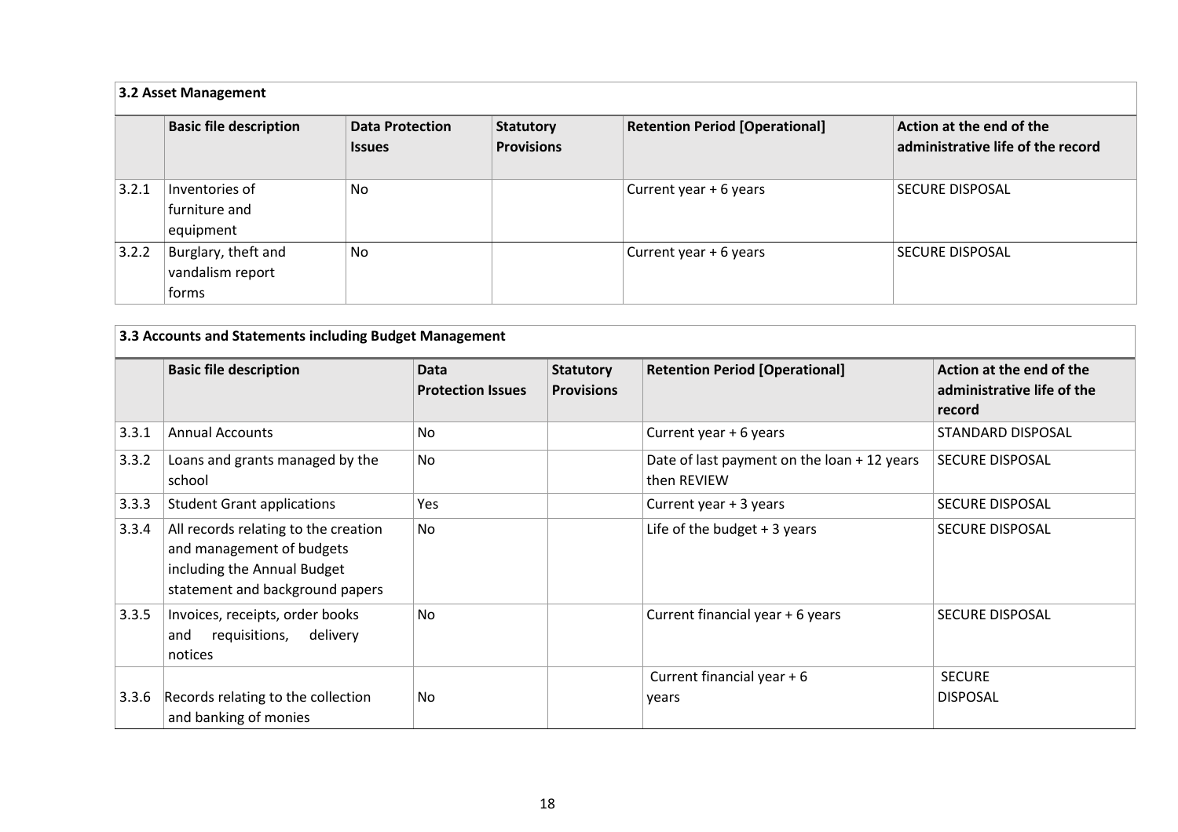| 3.2 Asset Management | | | | | |
|---|---|---|---|---|---|
| | **Basic file description** | **Data Protection Issues** | **Statutory Provisions** | **Retention Period [Operational]** | **Action at the end of the administrative life of the record** |
| 3.2.1 | Inventories of furniture and equipment | No | | Current year + 6 years | SECURE DISPOSAL |
| 3.2.2 | Burglary, theft and vandalism report forms | No | | Current year + 6 years | SECURE DISPOSAL |

| 3.3 Accounts and Statements including Budget Management | | | | | |
|---|---|---|---|---|---|
| | **Basic file description** | **Data Protection Issues** | **Statutory Provisions** | **Retention Period [Operational]** | **Action at the end of the administrative life of the record** |
| 3.3.1 | Annual Accounts | No | | Current year + 6 years | STANDARD DISPOSAL |
| 3.3.2 | Loans and grants managed by the school | No | | Date of last payment on the loan + 12 years then REVIEW | SECURE DISPOSAL |
| 3.3.3 | Student Grant applications | Yes | | Current year + 3 years | SECURE DISPOSAL |
| 3.3.4 | All records relating to the creation and management of budgets including the Annual Budget statement and background papers | No | | Life of the budget + 3 years | SECURE DISPOSAL |
| 3.3.5 | Invoices, receipts, order books and requisitions, delivery notices | No | | Current financial year + 6 years | SECURE DISPOSAL |
| 3.3.6 | Records relating to the collection and banking of monies | No | | Current financial year + 6 years | SECURE DISPOSAL |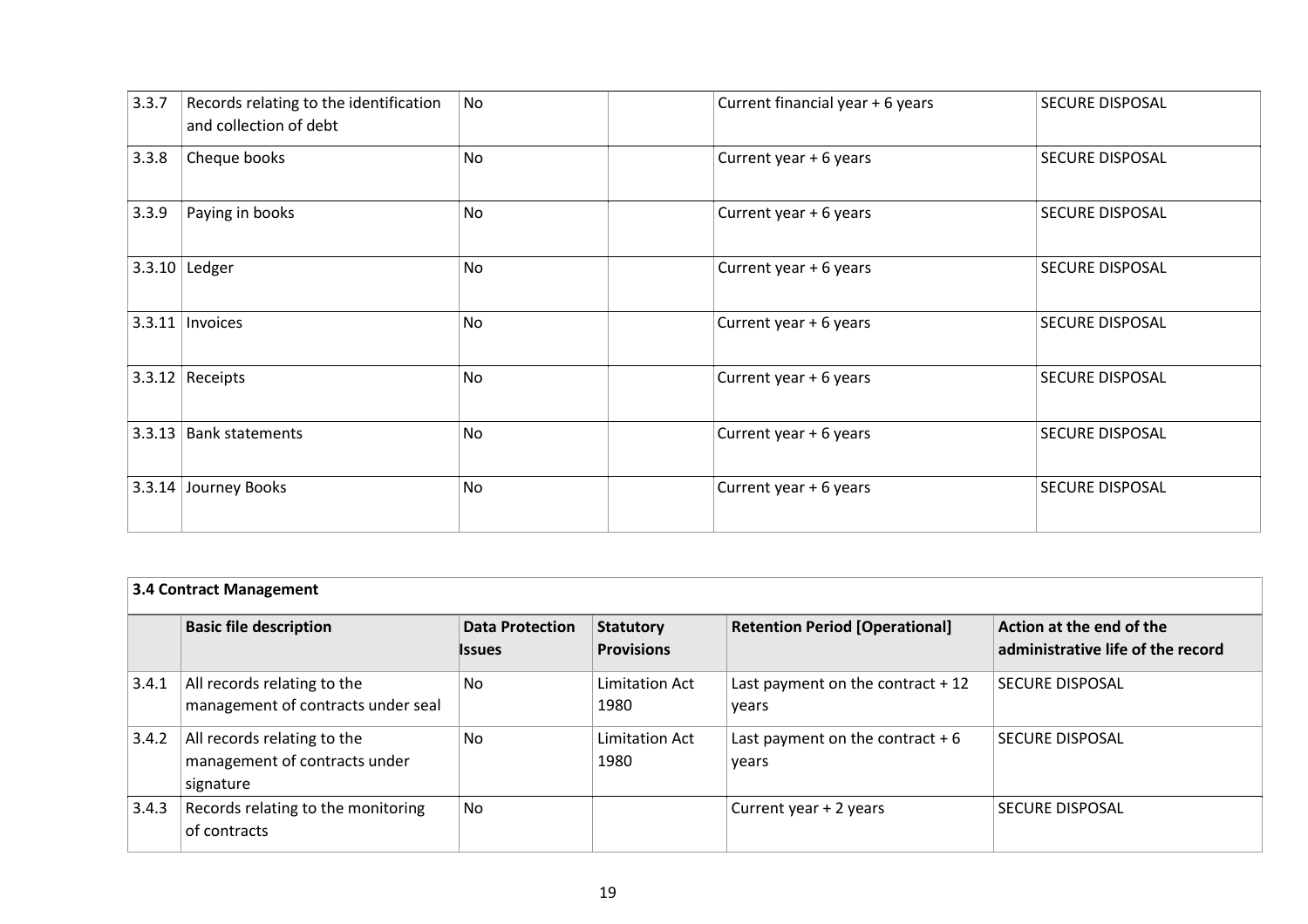| | | | | | |
|---|---|---|---|---|---|
| 3.3.7 | Records relating to the identification and collection of debt | No | | Current financial year + 6 years | SECURE DISPOSAL |
| 3.3.8 | Cheque books | No | | Current year + 6 years | SECURE DISPOSAL |
| 3.3.9 | Paying in books | No | | Current year + 6 years | SECURE DISPOSAL |
| 3.3.10 | Ledger | No | | Current year + 6 years | SECURE DISPOSAL |
| 3.3.11 | Invoices | No | | Current year + 6 years | SECURE DISPOSAL |
| 3.3.12 | Receipts | No | | Current year + 6 years | SECURE DISPOSAL |
| 3.3.13 | Bank statements | No | | Current year + 6 years | SECURE DISPOSAL |
| 3.3.14 | Journey Books | No | | Current year + 6 years | SECURE DISPOSAL |

**3.4 Contract Management**

| | Basic file description | Data Protection Issues | Statutory Provisions | Retention Period [Operational] | Action at the end of the administrative life of the record |
|---|---|---|---|---|---|
| 3.4.1 | All records relating to the management of contracts under seal | No | Limitation Act 1980 | Last payment on the contract + 12 years | SECURE DISPOSAL |
| 3.4.2 | All records relating to the management of contracts under signature | No | Limitation Act 1980 | Last payment on the contract + 6 years | SECURE DISPOSAL |
| 3.4.3 | Records relating to the monitoring of contracts | No | | Current year + 2 years | SECURE DISPOSAL |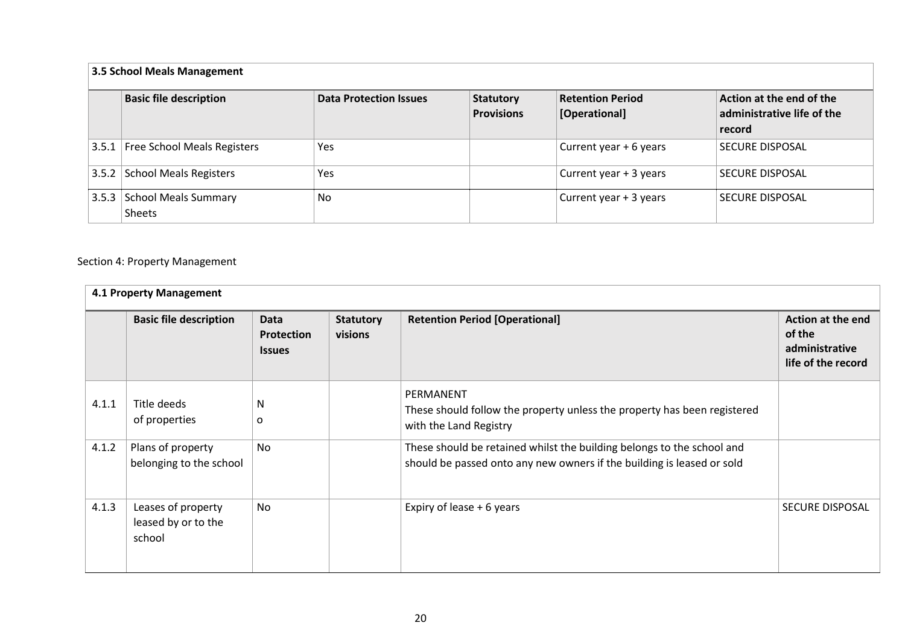| 3.5 School Meals Management | | | | | |
|---|---|---|---|---|---|
| | **Basic file description** | **Data Protection Issues** | **Statutory Provisions** | **Retention Period [Operational]** | **Action at the end of the administrative life of the record** |
| 3.5.1 | Free School Meals Registers | Yes | | Current year + 6 years | SECURE DISPOSAL |
| 3.5.2 | School Meals Registers | Yes | | Current year + 3 years | SECURE DISPOSAL |
| 3.5.3 | School Meals Summary Sheets | No | | Current year + 3 years | SECURE DISPOSAL |

Section 4: Property Management

| 4.1 Property Management | | | | | |
|---|---|---|---|---|---|
| | **Basic file description** | **Data Protection Issues** | **Statutory visions** | **Retention Period [Operational]** | **Action at the end of the administrative life of the record** |
| 4.1.1 | Title deeds of properties | No | | PERMANENT These should follow the property unless the property has been registered with the Land Registry | |
| 4.1.2 | Plans of property belonging to the school | No | | These should be retained whilst the building belongs to the school and should be passed onto any new owners if the building is leased or sold | |
| 4.1.3 | Leases of property leased by or to the school | No | | Expiry of lease + 6 years | SECURE DISPOSAL |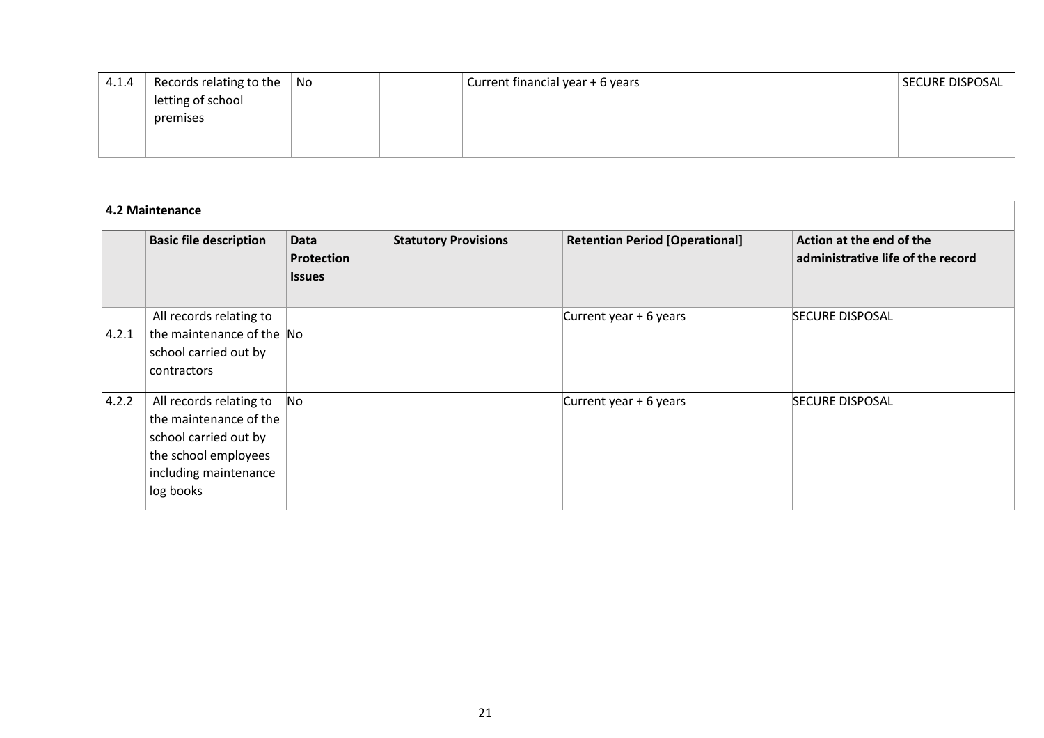| 4.1.4 | Records relating to the letting of school premises | No | | Current financial year + 6 years | SECURE DISPOSAL |
|---|---|---|---|---|---|

**4.2 Maintenance**

| | Basic file description | Data Protection Issues | Statutory Provisions | Retention Period [Operational] | Action at the end of the administrative life of the record |
|---|---|---|---|---|---|
| 4.2.1 | All records relating to the maintenance of the school carried out by contractors | No | | Current year + 6 years | SECURE DISPOSAL |
| 4.2.2 | All records relating to the maintenance of the school carried out by the school employees including maintenance log books | No | | Current year + 6 years | SECURE DISPOSAL |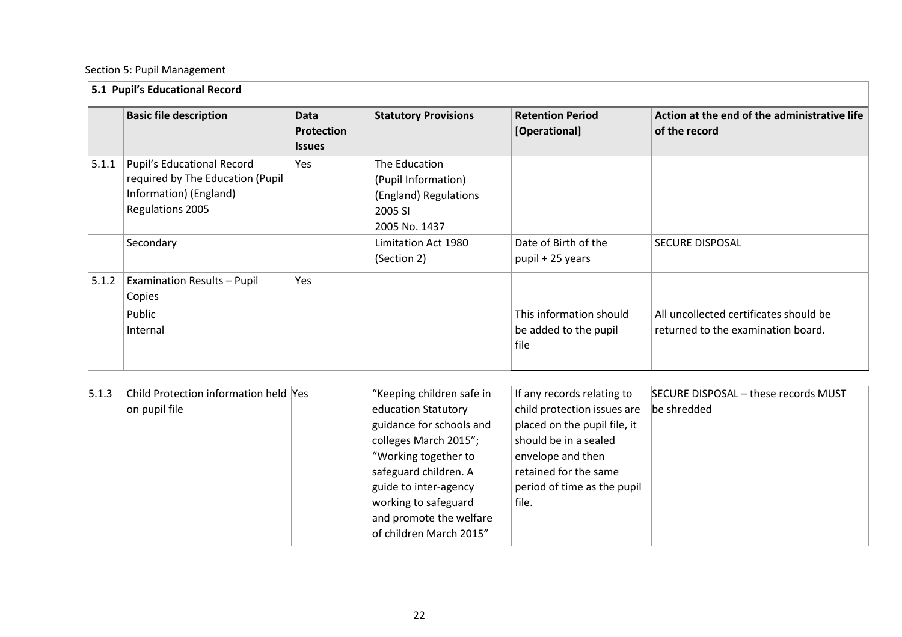Section 5: Pupil Management

| 5.1 Pupil's Educational Record | | | | | |
|---|---|---|---|---|---|
| | **Basic file description** | **Data Protection Issues** | **Statutory Provisions** | **Retention Period [Operational]** | **Action at the end of the administrative life of the record** |
| 5.1.1 | Pupil's Educational Record required by The Education (Pupil Information) (England) Regulations 2005 | Yes | The Education (Pupil Information) (England) Regulations 2005 SI 2005 No. 1437 | | |
| | Secondary | | Limitation Act 1980 (Section 2) | Date of Birth of the pupil + 25 years | SECURE DISPOSAL |
| 5.1.2 | Examination Results – Pupil Copies | Yes | | | |
| | Public<br>Internal | | | This information should be added to the pupil file | All uncollected certificates should be returned to the examination board. |
| 5.1.3 | Child Protection information held on pupil file | Yes | "Keeping children safe in education Statutory guidance for schools and colleges March 2015"; "Working together to safeguard children. A guide to inter-agency working to safeguard and promote the welfare of children March 2015" | If any records relating to child protection issues are placed on the pupil file, it should be in a sealed envelope and then retained for the same period of time as the pupil file. | SECURE DISPOSAL – these records MUST be shredded |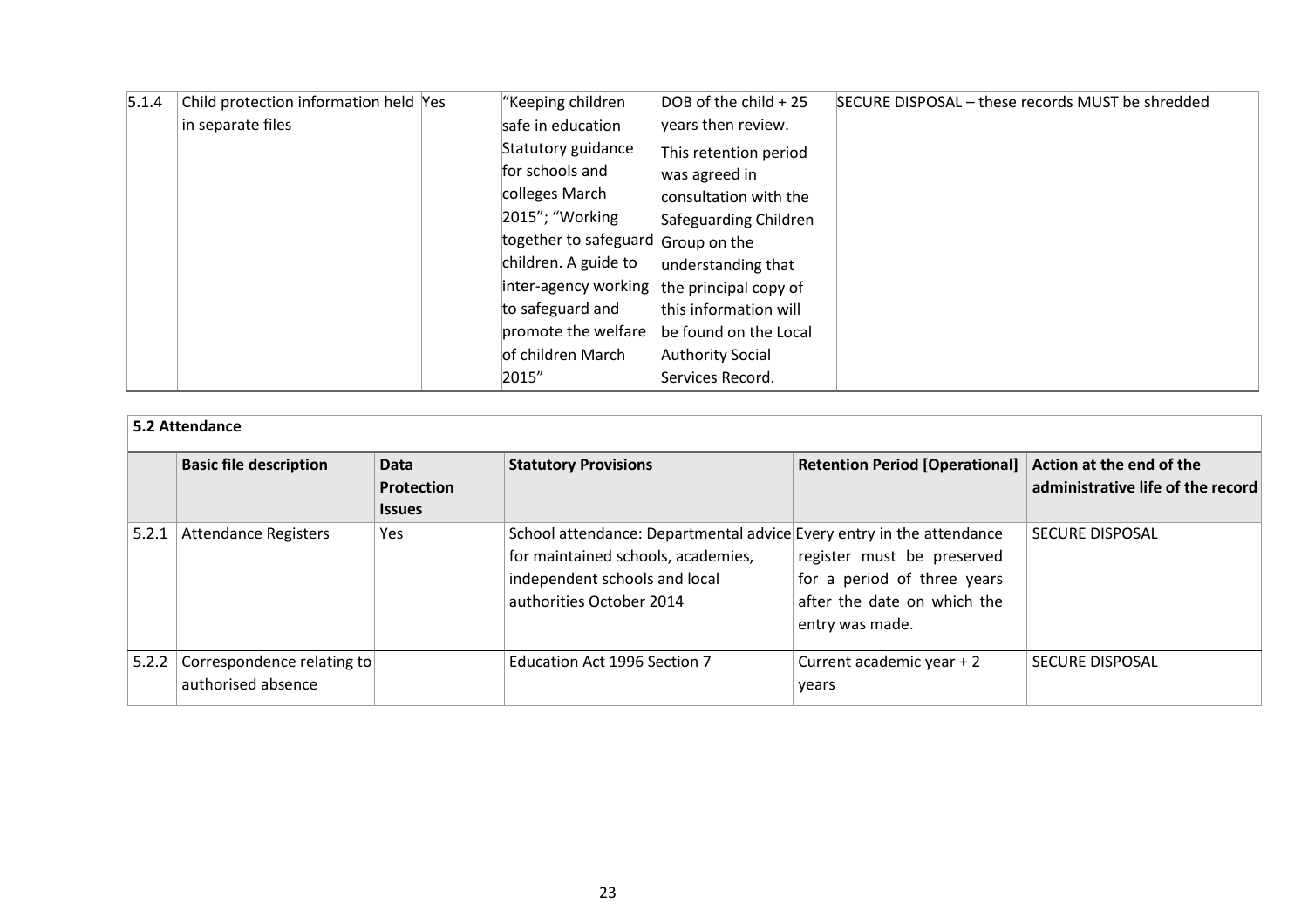| | | | | | |
|---|---|---|---|---|---|
| 5.1.4 | Child protection information held in separate files | Yes | "Keeping children safe in education Statutory guidance for schools and colleges March 2015"; "Working together to safeguard children. A guide to inter-agency working to safeguard and promote the welfare of children March 2015" | DOB of the child + 25 years then review. This retention period was agreed in consultation with the Safeguarding Children Group on the understanding that the principal copy of this information will be found on the Local Authority Social Services Record. | SECURE DISPOSAL – these records MUST be shredded |

**5.2 Attendance**

| | Basic file description | Data Protection Issues | Statutory Provisions | Retention Period [Operational] | Action at the end of the administrative life of the record |
|---|---|---|---|---|---|
| 5.2.1 | Attendance Registers | Yes | School attendance: Departmental advice for maintained schools, academies, independent schools and local authorities October 2014 | Every entry in the attendance register must be preserved for a period of three years after the date on which the entry was made. | SECURE DISPOSAL |
| 5.2.2 | Correspondence relating to authorised absence | | Education Act 1996 Section 7 | Current academic year + 2 years | SECURE DISPOSAL |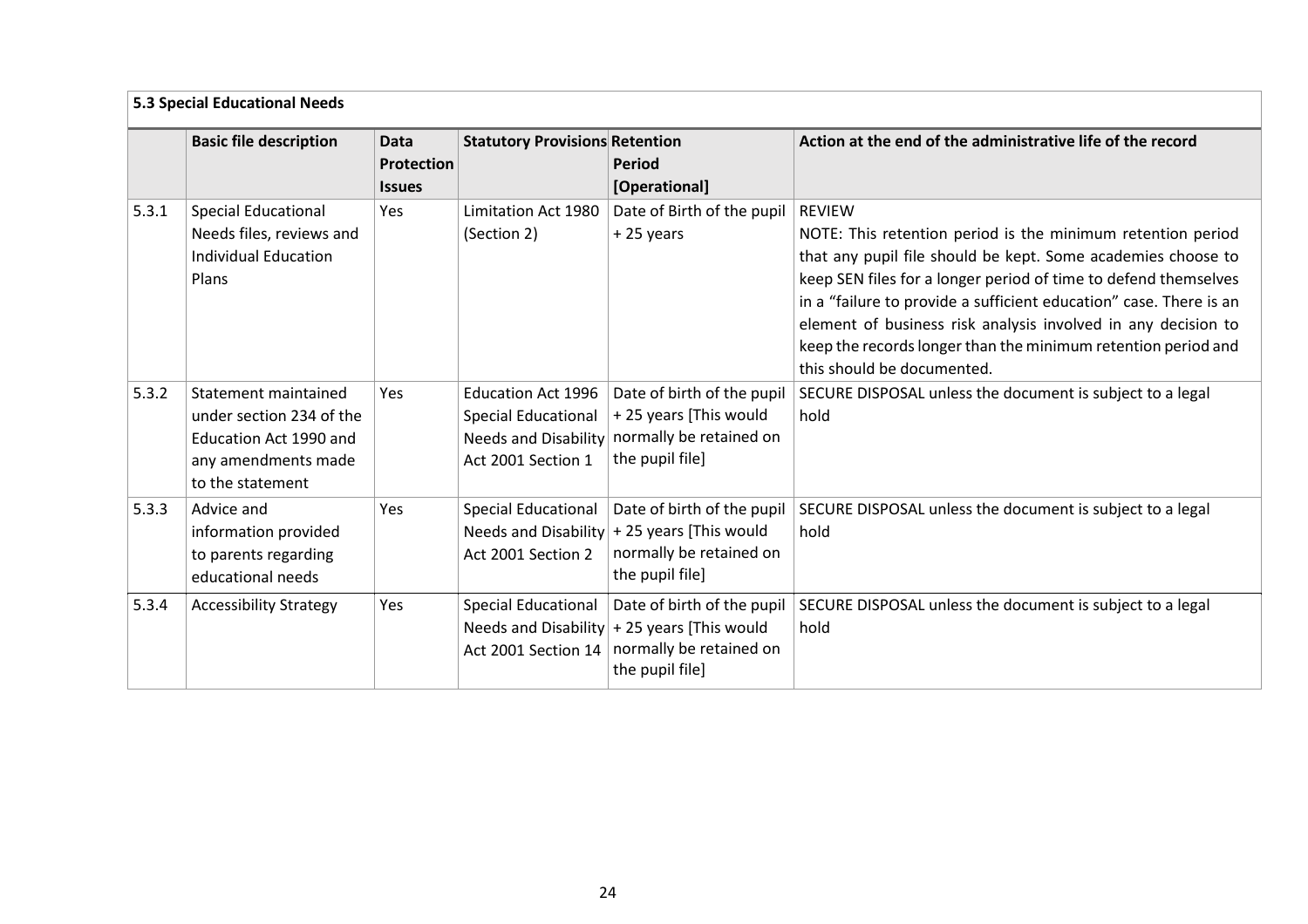**5.3 Special Educational Needs**

| | Basic file description | Data Protection Issues | Statutory Provisions | Retention Period [Operational] | Action at the end of the administrative life of the record |
|---|---|---|---|---|---|
| 5.3.1 | Special Educational Needs files, reviews and Individual Education Plans | Yes | Limitation Act 1980 (Section 2) | Date of Birth of the pupil + 25 years | REVIEW<br>NOTE: This retention period is the minimum retention period that any pupil file should be kept. Some academies choose to keep SEN files for a longer period of time to defend themselves in a "failure to provide a sufficient education" case. There is an element of business risk analysis involved in any decision to keep the records longer than the minimum retention period and this should be documented. |
| 5.3.2 | Statement maintained under section 234 of the Education Act 1990 and any amendments made to the statement | Yes | Education Act 1996 Special Educational Needs and Disability Act 2001 Section 1 | Date of birth of the pupil + 25 years [This would normally be retained on the pupil file] | SECURE DISPOSAL unless the document is subject to a legal hold |
| 5.3.3 | Advice and information provided to parents regarding educational needs | Yes | Special Educational Needs and Disability Act 2001 Section 2 | Date of birth of the pupil + 25 years [This would normally be retained on the pupil file] | SECURE DISPOSAL unless the document is subject to a legal hold |
| 5.3.4 | Accessibility Strategy | Yes | Special Educational Needs and Disability Act 2001 Section 14 | Date of birth of the pupil + 25 years [This would normally be retained on the pupil file] | SECURE DISPOSAL unless the document is subject to a legal hold |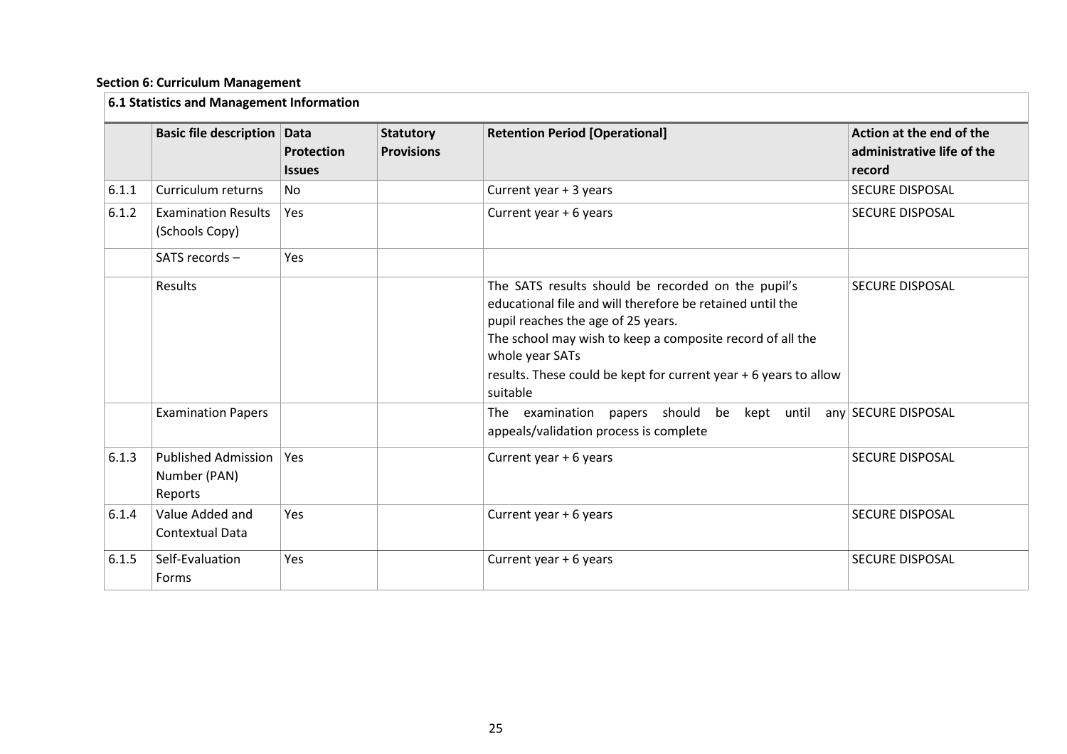**Section 6: Curriculum Management**

| 6.1 Statistics and Management Information | | | | | |
|---|---|---|---|---|---|
| | **Basic file description** | **Data Protection Issues** | **Statutory Provisions** | **Retention Period [Operational]** | **Action at the end of the administrative life of the record** |
| 6.1.1 | Curriculum returns | No | | Current year + 3 years | SECURE DISPOSAL |
| 6.1.2 | Examination Results (Schools Copy) | Yes | | Current year + 6 years | SECURE DISPOSAL |
| | SATS records – | Yes | | | |
| | Results | | | The SATS results should be recorded on the pupil's educational file and will therefore be retained until the pupil reaches the age of 25 years.<br>The school may wish to keep a composite record of all the whole year SATs<br>results. These could be kept for current year + 6 years to allow suitable | SECURE DISPOSAL |
| | Examination Papers | | | The examination papers should be kept until any appeals/validation process is complete | SECURE DISPOSAL |
| 6.1.3 | Published Admission Number (PAN) Reports | Yes | | Current year + 6 years | SECURE DISPOSAL |
| 6.1.4 | Value Added and Contextual Data | Yes | | Current year + 6 years | SECURE DISPOSAL |
| 6.1.5 | Self-Evaluation Forms | Yes | | Current year + 6 years | SECURE DISPOSAL |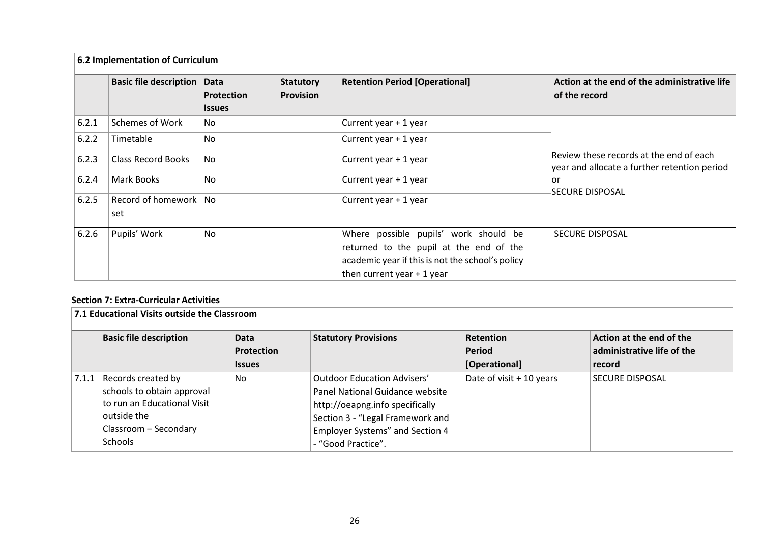| 6.2 Implementation of Curriculum | | | | | |
|---|---|---|---|---|---|
| | **Basic file description** | **Data Protection Issues** | **Statutory Provision** | **Retention Period [Operational]** | **Action at the end of the administrative life of the record** |
| 6.2.1 | Schemes of Work | No | | Current year + 1 year | Review these records at the end of each year and allocate a further retention period or SECURE DISPOSAL |
| 6.2.2 | Timetable | No | | Current year + 1 year | |
| 6.2.3 | Class Record Books | No | | Current year + 1 year | |
| 6.2.4 | Mark Books | No | | Current year + 1 year | |
| 6.2.5 | Record of homework set | No | | Current year + 1 year | |
| 6.2.6 | Pupils' Work | No | | Where possible pupils' work should be returned to the pupil at the end of the academic year if this is not the school's policy then current year + 1 year | SECURE DISPOSAL |

**Section 7: Extra-Curricular Activities**

| 7.1 Educational Visits outside the Classroom | | | | | |
|---|---|---|---|---|---|
| | **Basic file description** | **Data Protection Issues** | **Statutory Provisions** | **Retention Period [Operational]** | **Action at the end of the administrative life of the record** |
| 7.1.1 | Records created by schools to obtain approval to run an Educational Visit outside the Classroom – Secondary Schools | No | Outdoor Education Advisers' Panel National Guidance website http://oeapng.info specifically Section 3 - "Legal Framework and Employer Systems" and Section 4 - "Good Practice". | Date of visit + 10 years | SECURE DISPOSAL |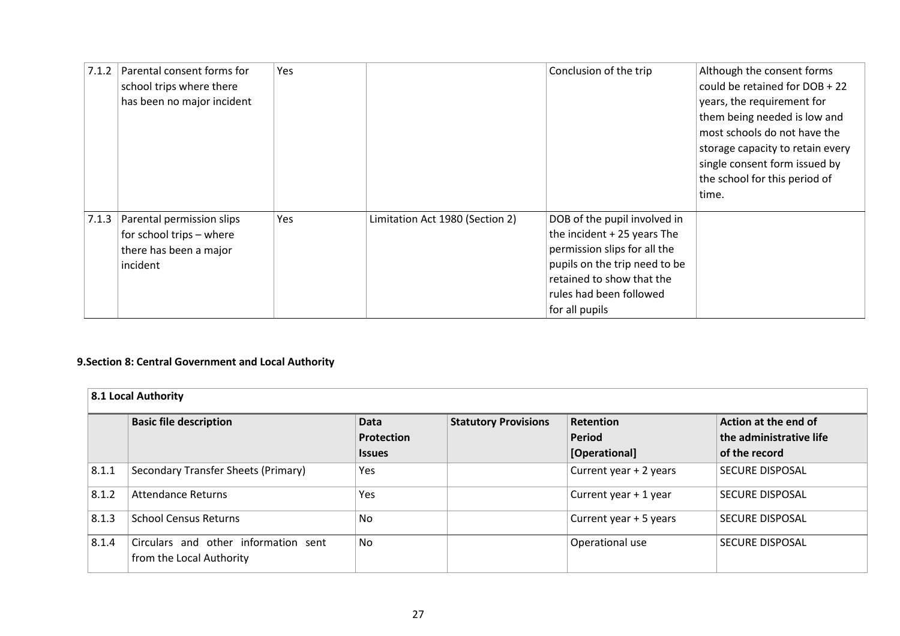| 7.1.2 | Parental consent forms for school trips where there has been no major incident | Yes | | Conclusion of the trip | Although the consent forms could be retained for DOB + 22 years, the requirement for them being needed is low and most schools do not have the storage capacity to retain every single consent form issued by the school for this period of time. |
|---|---|---|---|---|---|
| 7.1.3 | Parental permission slips for school trips – where there has been a major incident | Yes | Limitation Act 1980 (Section 2) | DOB of the pupil involved in the incident + 25 years The permission slips for all the pupils on the trip need to be retained to show that the rules had been followed for all pupils | |

**9.Section 8: Central Government and Local Authority**

| **8.1 Local Authority** | | | | | |
|---|---|---|---|---|---|
| | **Basic file description** | **Data Protection Issues** | **Statutory Provisions** | **Retention Period [Operational]** | **Action at the end of the administrative life of the record** |
| 8.1.1 | Secondary Transfer Sheets (Primary) | Yes | | Current year + 2 years | SECURE DISPOSAL |
| 8.1.2 | Attendance Returns | Yes | | Current year + 1 year | SECURE DISPOSAL |
| 8.1.3 | School Census Returns | No | | Current year + 5 years | SECURE DISPOSAL |
| 8.1.4 | Circulars and other information sent from the Local Authority | No | | Operational use | SECURE DISPOSAL |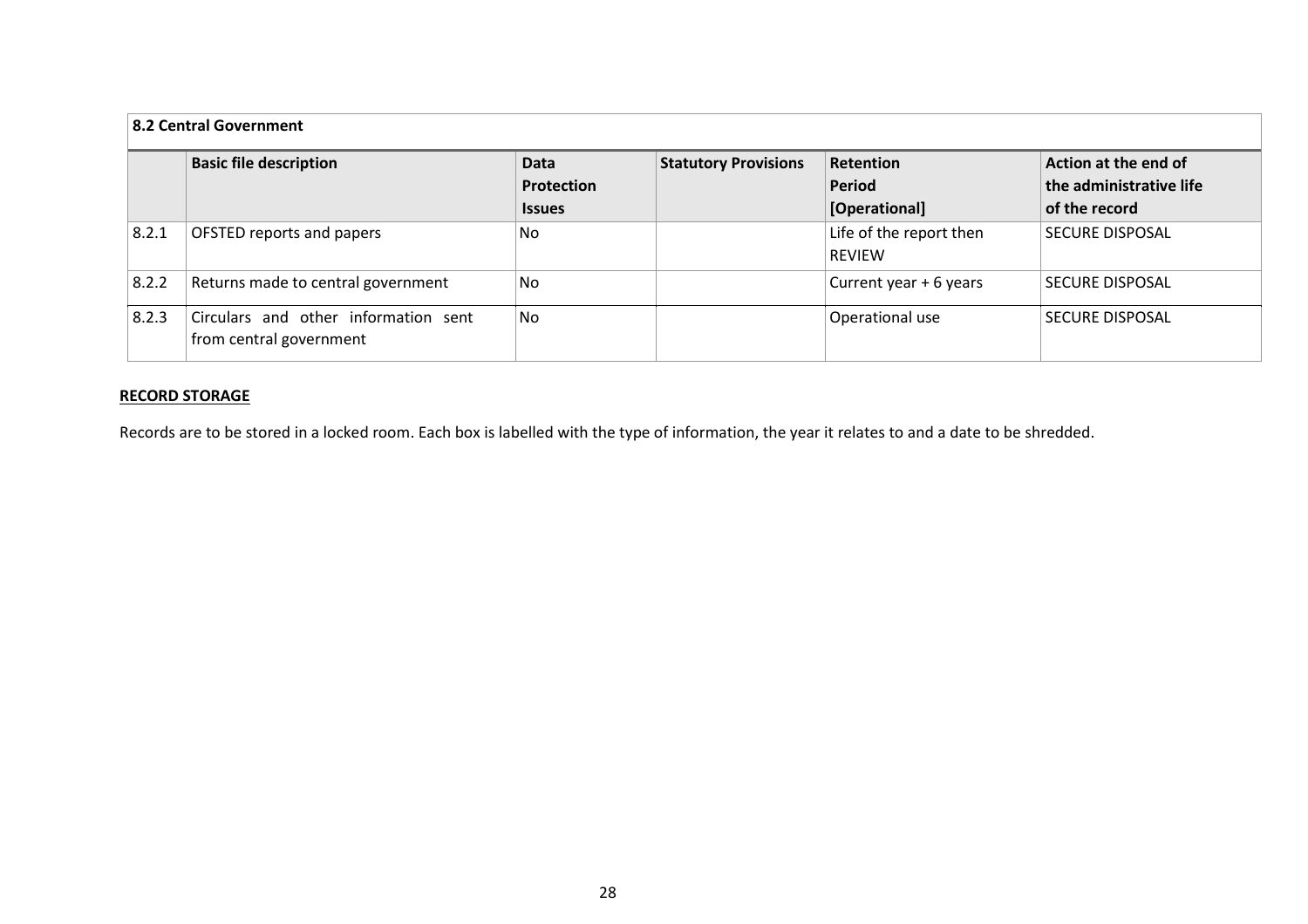**8.2 Central Government**

| | Basic file description | Data Protection Issues | Statutory Provisions | Retention Period [Operational] | Action at the end of the administrative life of the record |
|---|---|---|---|---|---|
| 8.2.1 | OFSTED reports and papers | No | | Life of the report then REVIEW | SECURE DISPOSAL |
| 8.2.2 | Returns made to central government | No | | Current year + 6 years | SECURE DISPOSAL |
| 8.2.3 | Circulars and other information sent from central government | No | | Operational use | SECURE DISPOSAL |

**RECORD STORAGE**

Records are to be stored in a locked room. Each box is labelled with the type of information, the year it relates to and a date to be shredded.